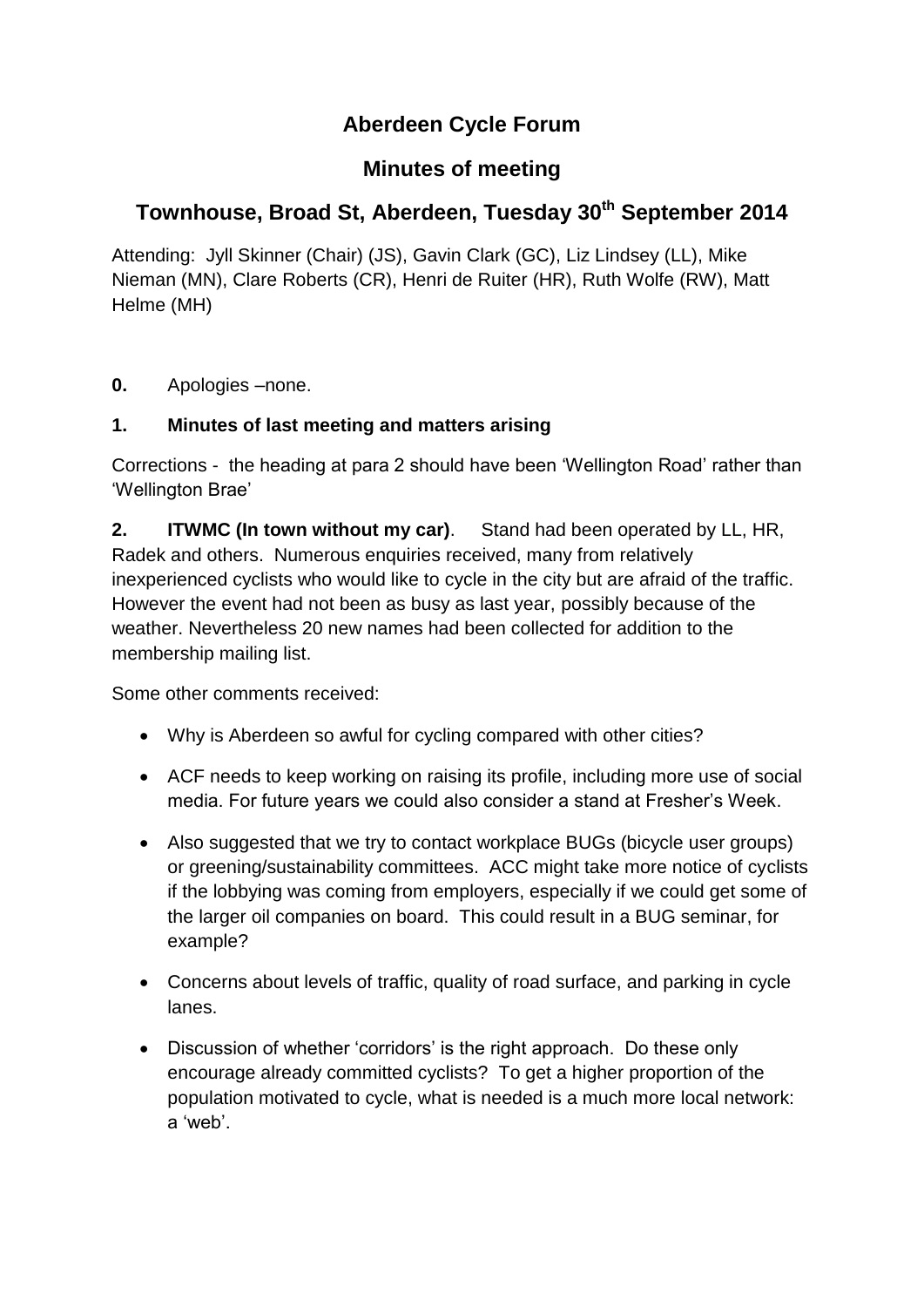# Aberdeen Cycle Forum

## Minutes of meeting

## Townhouse, Broad St, Aberdeen, Tuesday 30th September 2014

Attending: Jyll Skinner (Chair) (JS), Gavin Clark (GC), Liz Lindsey (LL), Mike Nieman (MN), Clare Roberts (CR), Henri de Ruiter (HR), Ruth Wolfe (RW), Matt Helme (MH)

**0.** Apologies –none.

**1. Minutes of last meeting and matters arising**

Corrections - the heading at para 2 should have been 'Wellington Road' rather than 'Wellington Brae'

**2. ITWMC (In town without my car)**. Stand had been operated by LL, HR, Radek and others. Numerous enquiries received, many from relatively inexperienced cyclists who would like to cycle in the city but are afraid of the traffic. However the event had not been as busy as last year, possibly because of the weather. Nevertheless 20 new names had been collected for addition to the membership mailing list.

Some other comments received:

- Why is Aberdeen so awful for cycling compared with other cities?
- ACF needs to keep working on raising its profile, including more use of social media. For future years we could also consider a stand at Fresher's Week.
- Also suggested that we try to contact workplace BUGs (bicycle user groups) or greening/sustainability committees. ACC might take more notice of cyclists if the lobbying was coming from employers, especially if we could get some of the larger oil companies on board. This could result in a BUG seminar, for example?
- Concerns about levels of traffic, quality of road surface, and parking in cycle lanes.
- Discussion of whether 'corridors' is the right approach. Do these only encourage already committed cyclists? To get a higher proportion of the population motivated to cycle, what is needed is a much more local network: a 'web'.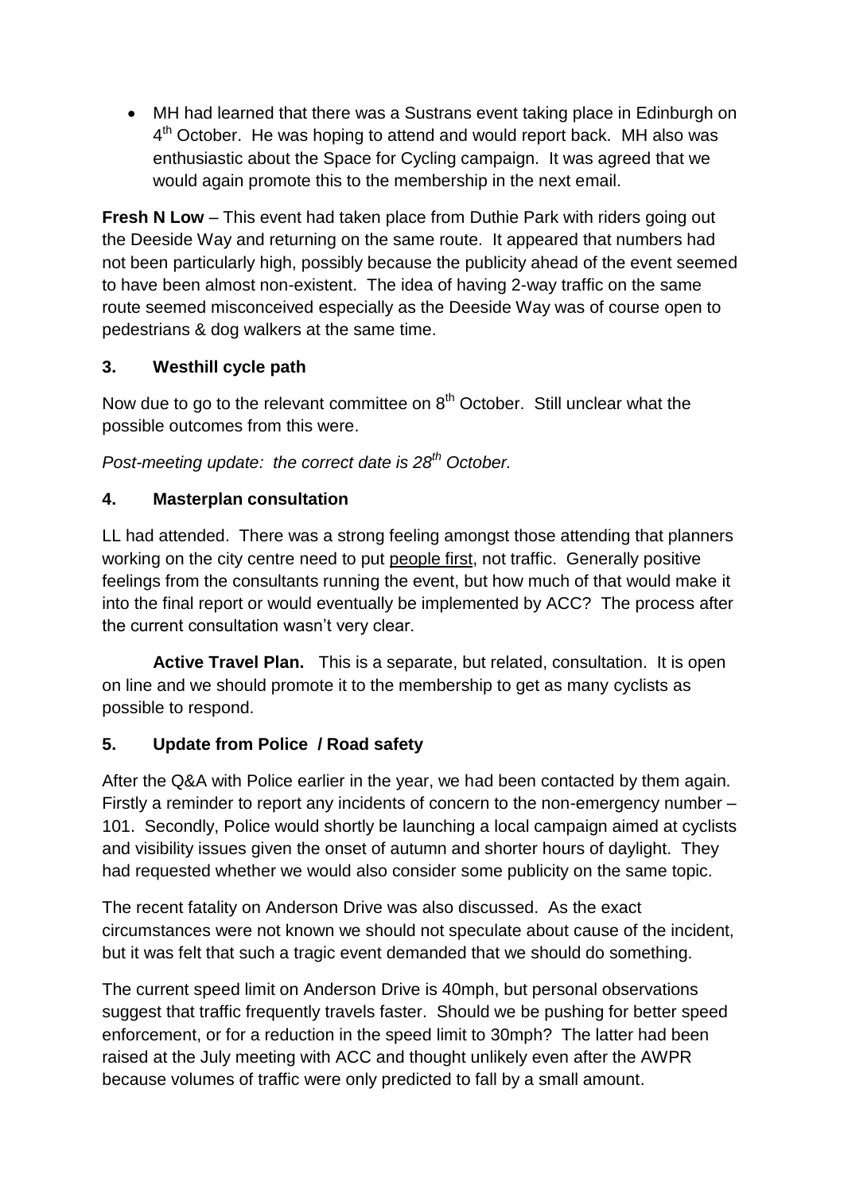- MH had learned that there was a Sustrans event taking place in Edinburgh on 4th October. He was hoping to attend and would report back. MH also was enthusiastic about the Space for Cycling campaign. It was agreed that we would again promote this to the membership in the next email.

**Fresh N Low** – This event had taken place from Duthie Park with riders going out the Deeside Way and returning on the same route. It appeared that numbers had not been particularly high, possibly because the publicity ahead of the event seemed to have been almost non-existent. The idea of having 2-way traffic on the same route seemed misconceived especially as the Deeside Way was of course open to pedestrians & dog walkers at the same time.

## 3. Westhill cycle path

Now due to go to the relevant committee on 8th October. Still unclear what the possible outcomes from this were.

*Post-meeting update: the correct date is 28th October.*

## 4. Masterplan consultation

LL had attended. There was a strong feeling amongst those attending that planners working on the city centre need to put people first, not traffic. Generally positive feelings from the consultants running the event, but how much of that would make it into the final report or would eventually be implemented by ACC? The process after the current consultation wasn't very clear.

**Active Travel Plan.** This is a separate, but related, consultation. It is open on line and we should promote it to the membership to get as many cyclists as possible to respond.

## 5. Update from Police / Road safety

After the Q&A with Police earlier in the year, we had been contacted by them again. Firstly a reminder to report any incidents of concern to the non-emergency number – 101. Secondly, Police would shortly be launching a local campaign aimed at cyclists and visibility issues given the onset of autumn and shorter hours of daylight. They had requested whether we would also consider some publicity on the same topic.

The recent fatality on Anderson Drive was also discussed. As the exact circumstances were not known we should not speculate about cause of the incident, but it was felt that such a tragic event demanded that we should do something.

The current speed limit on Anderson Drive is 40mph, but personal observations suggest that traffic frequently travels faster. Should we be pushing for better speed enforcement, or for a reduction in the speed limit to 30mph? The latter had been raised at the July meeting with ACC and thought unlikely even after the AWPR because volumes of traffic were only predicted to fall by a small amount.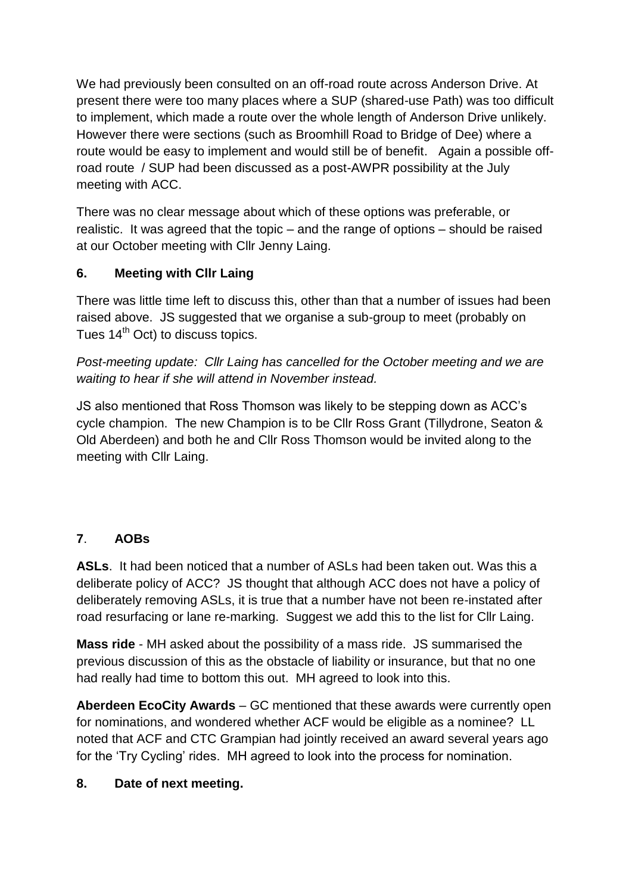We had previously been consulted on an off-road route across Anderson Drive. At present there were too many places where a SUP (shared-use Path) was too difficult to implement, which made a route over the whole length of Anderson Drive unlikely. However there were sections (such as Broomhill Road to Bridge of Dee) where a route would be easy to implement and would still be of benefit. Again a possible off-road route / SUP had been discussed as a post-AWPR possibility at the July meeting with ACC.

There was no clear message about which of these options was preferable, or realistic. It was agreed that the topic – and the range of options – should be raised at our October meeting with Cllr Jenny Laing.

### 6. Meeting with Cllr Laing

There was little time left to discuss this, other than that a number of issues had been raised above. JS suggested that we organise a sub-group to meet (probably on Tues 14th Oct) to discuss topics.

*Post-meeting update: Cllr Laing has cancelled for the October meeting and we are waiting to hear if she will attend in November instead.*

JS also mentioned that Ross Thomson was likely to be stepping down as ACC's cycle champion. The new Champion is to be Cllr Ross Grant (Tillydrone, Seaton & Old Aberdeen) and both he and Cllr Ross Thomson would be invited along to the meeting with Cllr Laing.

### 7. AOBs

**ASLs**. It had been noticed that a number of ASLs had been taken out. Was this a deliberate policy of ACC? JS thought that although ACC does not have a policy of deliberately removing ASLs, it is true that a number have not been re-instated after road resurfacing or lane re-marking. Suggest we add this to the list for Cllr Laing.

**Mass ride** - MH asked about the possibility of a mass ride. JS summarised the previous discussion of this as the obstacle of liability or insurance, but that no one had really had time to bottom this out. MH agreed to look into this.

**Aberdeen EcoCity Awards** – GC mentioned that these awards were currently open for nominations, and wondered whether ACF would be eligible as a nominee? LL noted that ACF and CTC Grampian had jointly received an award several years ago for the 'Try Cycling' rides. MH agreed to look into the process for nomination.

### 8. Date of next meeting.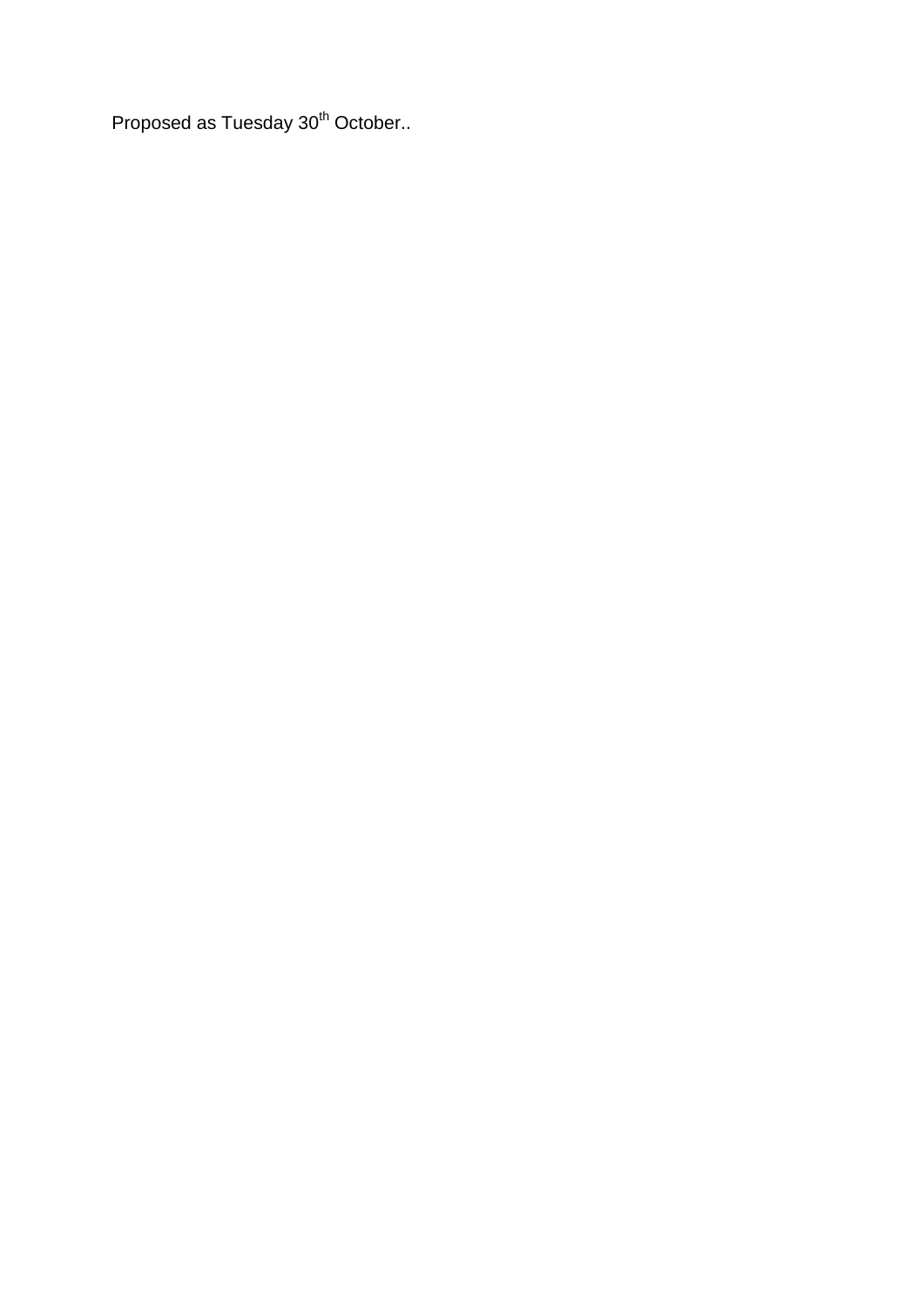Proposed as Tuesday 30th October..